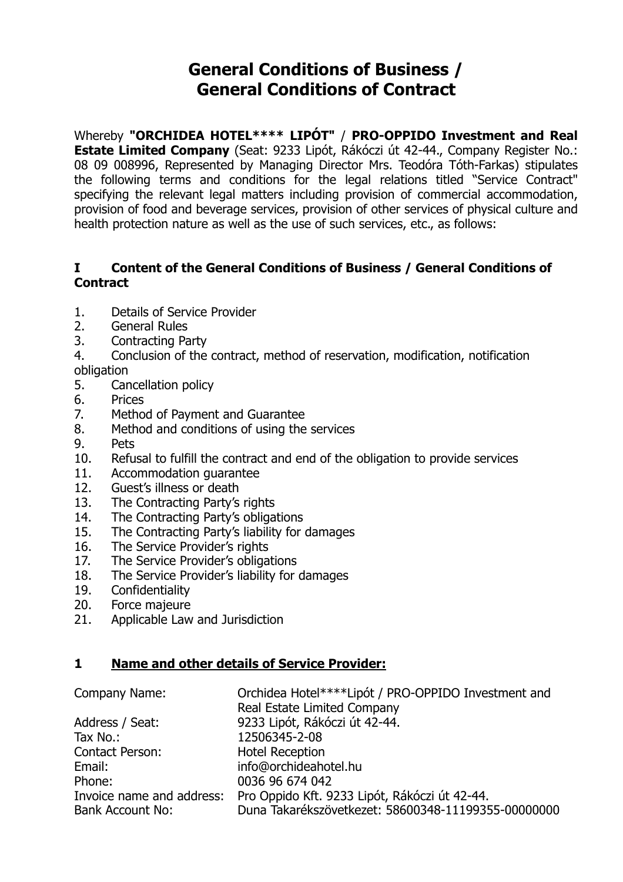# General Conditions of Business / General Conditions of Contract

Whereby **"ORCHIDEA HOTEL**** LIPÓT"** / **PRO-OPPIDO Investment and Real Estate Limited Company** (Seat: 9233 Lipót, Rákóczi út 42-44., Company Register No.: 08 09 008996, Represented by Managing Director Mrs. Teodóra Tóth-Farkas) stipulates the following terms and conditions for the legal relations titled "Service Contract" specifying the relevant legal matters including provision of commercial accommodation, provision of food and beverage services, provision of other services of physical culture and health protection nature as well as the use of such services, etc., as follows:

## I Content of the General Conditions of Business / General Conditions of Contract

1. Details of Service Provider
2. General Rules
3. Contracting Party
4. Conclusion of the contract, method of reservation, modification, notification obligation
5. Cancellation policy
6. Prices
7. Method of Payment and Guarantee
8. Method and conditions of using the services
9. Pets
10. Refusal to fulfill the contract and end of the obligation to provide services
11. Accommodation guarantee
12. Guest's illness or death
13. The Contracting Party's rights
14. The Contracting Party's obligations
15. The Contracting Party's liability for damages
16. The Service Provider's rights
17. The Service Provider's obligations
18. The Service Provider's liability for damages
19. Confidentiality
20. Force majeure
21. Applicable Law and Jurisdiction

## 1 Name and other details of Service Provider:

| | |
|---|---|
| Company Name: | Orchidea Hotel****Lipót / PRO-OPPIDO Investment and Real Estate Limited Company |
| Address / Seat: | 9233 Lipót, Rákóczi út 42-44. |
| Tax No.: | 12506345-2-08 |
| Contact Person: | Hotel Reception |
| Email: | info@orchideahotel.hu |
| Phone: | 0036 96 674 042 |
| Invoice name and address: | Pro Oppido Kft. 9233 Lipót, Rákóczi út 42-44. |
| Bank Account No: | Duna Takarékszövetkezet: 58600348-11199355-00000000 |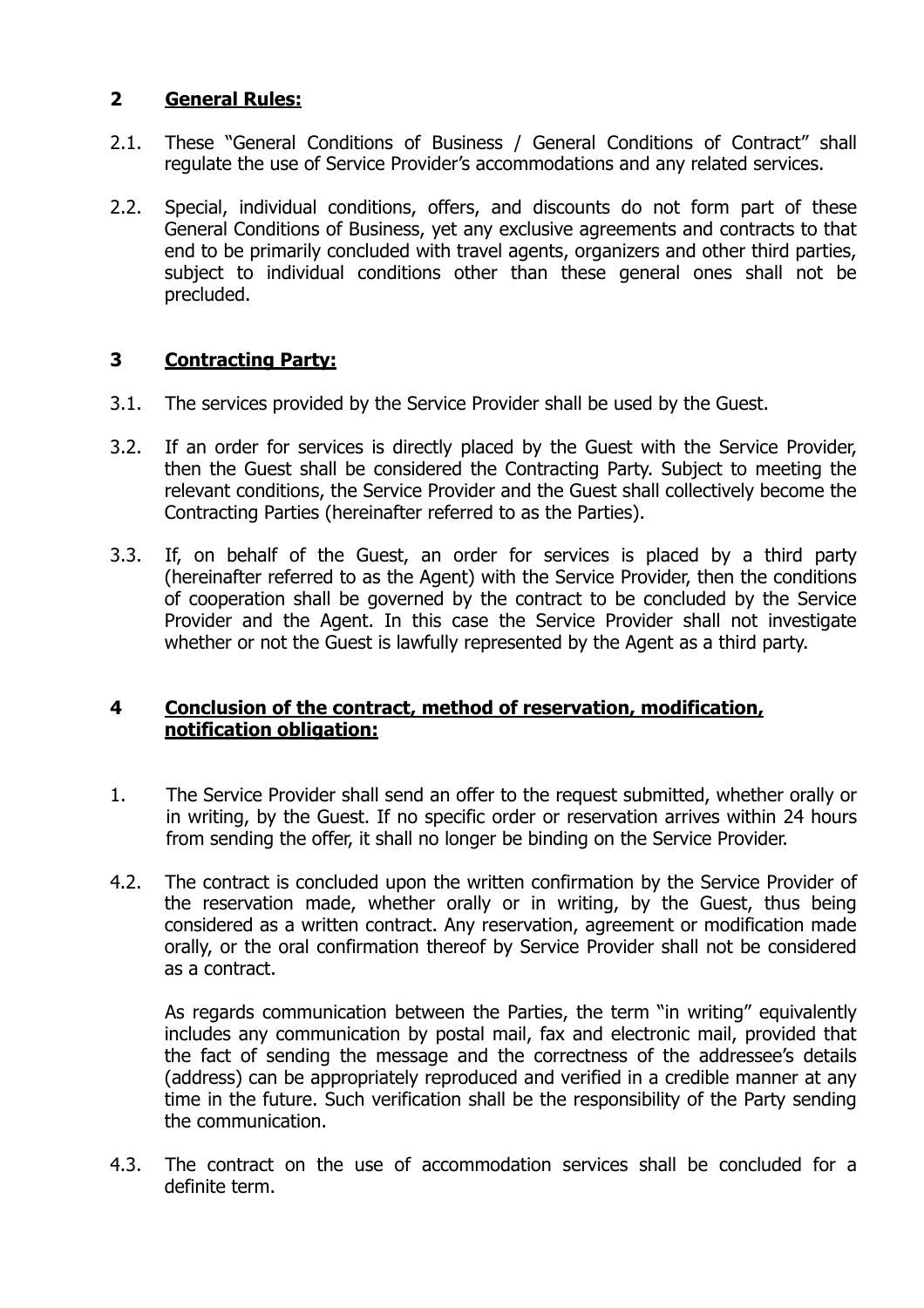## 2 General Rules:

2.1. These "General Conditions of Business / General Conditions of Contract" shall regulate the use of Service Provider's accommodations and any related services.

2.2. Special, individual conditions, offers, and discounts do not form part of these General Conditions of Business, yet any exclusive agreements and contracts to that end to be primarily concluded with travel agents, organizers and other third parties, subject to individual conditions other than these general ones shall not be precluded.

## 3 Contracting Party:

3.1. The services provided by the Service Provider shall be used by the Guest.

3.2. If an order for services is directly placed by the Guest with the Service Provider, then the Guest shall be considered the Contracting Party. Subject to meeting the relevant conditions, the Service Provider and the Guest shall collectively become the Contracting Parties (hereinafter referred to as the Parties).

3.3. If, on behalf of the Guest, an order for services is placed by a third party (hereinafter referred to as the Agent) with the Service Provider, then the conditions of cooperation shall be governed by the contract to be concluded by the Service Provider and the Agent. In this case the Service Provider shall not investigate whether or not the Guest is lawfully represented by the Agent as a third party.

## 4 Conclusion of the contract, method of reservation, modification, notification obligation:

1. The Service Provider shall send an offer to the request submitted, whether orally or in writing, by the Guest. If no specific order or reservation arrives within 24 hours from sending the offer, it shall no longer be binding on the Service Provider.

4.2. The contract is concluded upon the written confirmation by the Service Provider of the reservation made, whether orally or in writing, by the Guest, thus being considered as a written contract. Any reservation, agreement or modification made orally, or the oral confirmation thereof by Service Provider shall not be considered as a contract.

As regards communication between the Parties, the term "in writing" equivalently includes any communication by postal mail, fax and electronic mail, provided that the fact of sending the message and the correctness of the addressee's details (address) can be appropriately reproduced and verified in a credible manner at any time in the future. Such verification shall be the responsibility of the Party sending the communication.

4.3. The contract on the use of accommodation services shall be concluded for a definite term.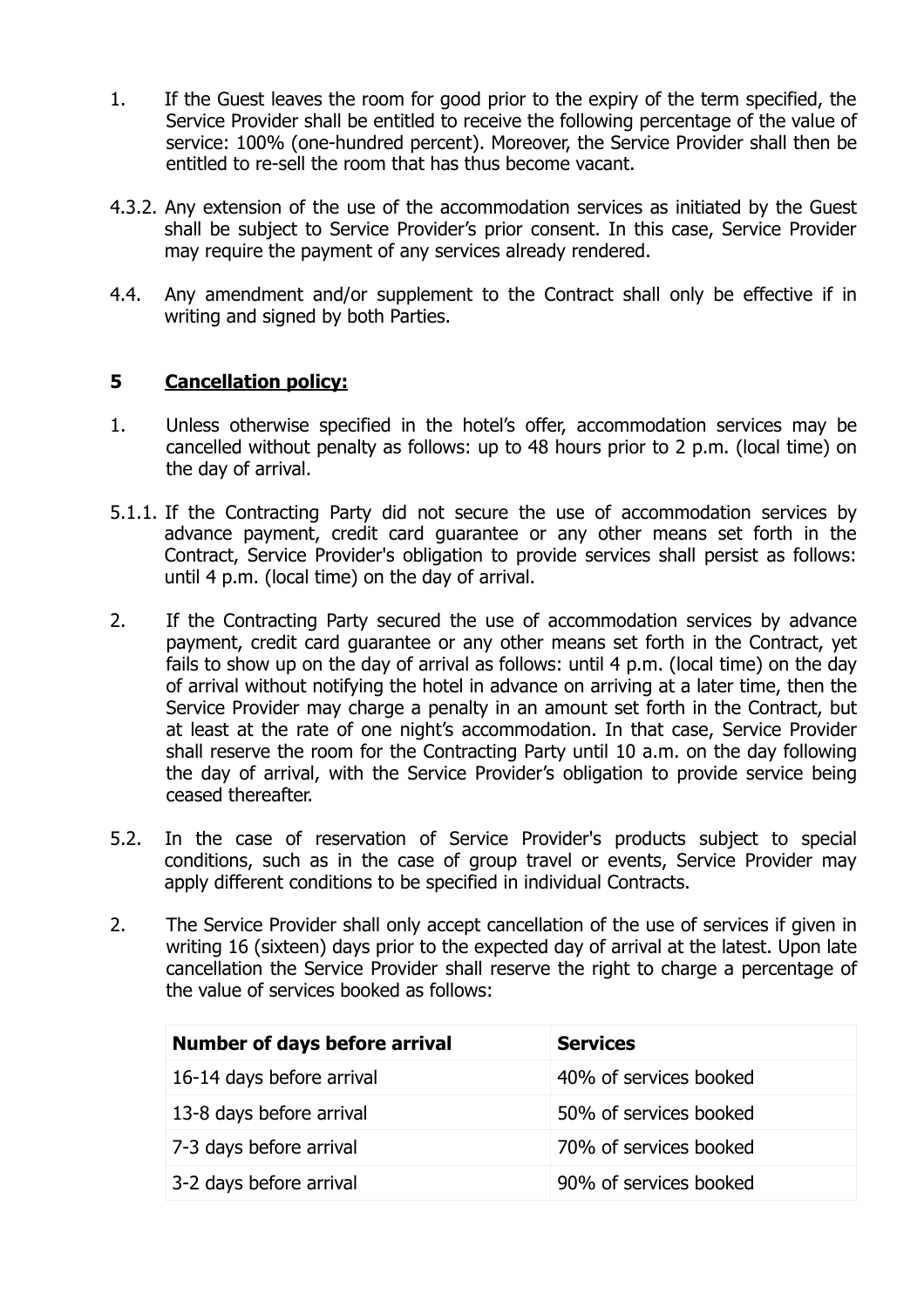1. If the Guest leaves the room for good prior to the expiry of the term specified, the Service Provider shall be entitled to receive the following percentage of the value of service: 100% (one-hundred percent). Moreover, the Service Provider shall then be entitled to re-sell the room that has thus become vacant.

4.3.2. Any extension of the use of the accommodation services as initiated by the Guest shall be subject to Service Provider's prior consent. In this case, Service Provider may require the payment of any services already rendered.

4.4. Any amendment and/or supplement to the Contract shall only be effective if in writing and signed by both Parties.

## 5 Cancellation policy:

1. Unless otherwise specified in the hotel's offer, accommodation services may be cancelled without penalty as follows: up to 48 hours prior to 2 p.m. (local time) on the day of arrival.

5.1.1. If the Contracting Party did not secure the use of accommodation services by advance payment, credit card guarantee or any other means set forth in the Contract, Service Provider's obligation to provide services shall persist as follows: until 4 p.m. (local time) on the day of arrival.

2. If the Contracting Party secured the use of accommodation services by advance payment, credit card guarantee or any other means set forth in the Contract, yet fails to show up on the day of arrival as follows: until 4 p.m. (local time) on the day of arrival without notifying the hotel in advance on arriving at a later time, then the Service Provider may charge a penalty in an amount set forth in the Contract, but at least at the rate of one night's accommodation. In that case, Service Provider shall reserve the room for the Contracting Party until 10 a.m. on the day following the day of arrival, with the Service Provider's obligation to provide service being ceased thereafter.

5.2. In the case of reservation of Service Provider's products subject to special conditions, such as in the case of group travel or events, Service Provider may apply different conditions to be specified in individual Contracts.

2. The Service Provider shall only accept cancellation of the use of services if given in writing 16 (sixteen) days prior to the expected day of arrival at the latest. Upon late cancellation the Service Provider shall reserve the right to charge a percentage of the value of services booked as follows:

| Number of days before arrival | Services |
| --- | --- |
| 16-14 days before arrival | 40% of services booked |
| 13-8 days before arrival | 50% of services booked |
| 7-3 days before arrival | 70% of services booked |
| 3-2 days before arrival | 90% of services booked |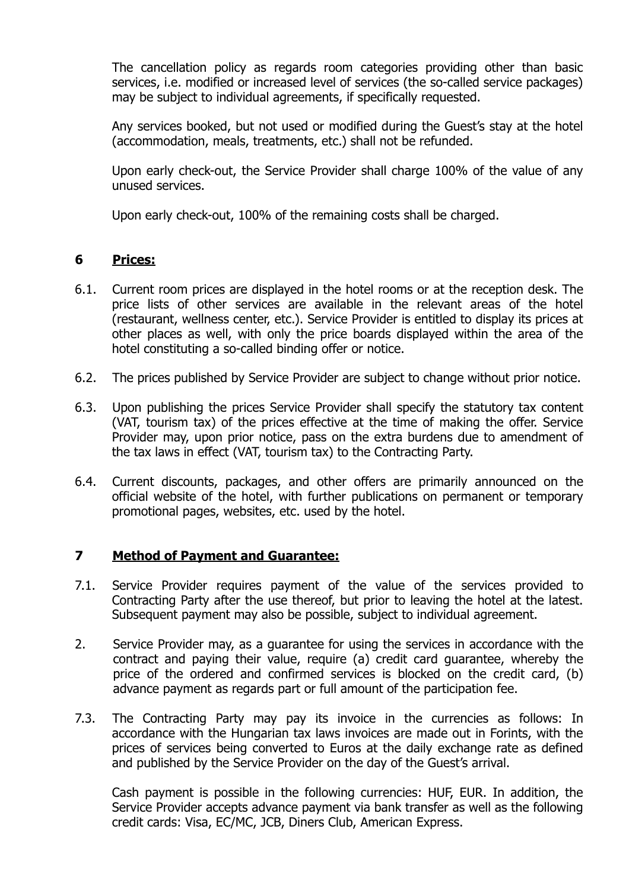The cancellation policy as regards room categories providing other than basic services, i.e. modified or increased level of services (the so-called service packages) may be subject to individual agreements, if specifically requested.

Any services booked, but not used or modified during the Guest's stay at the hotel (accommodation, meals, treatments, etc.) shall not be refunded.

Upon early check-out, the Service Provider shall charge 100% of the value of any unused services.

Upon early check-out, 100% of the remaining costs shall be charged.

## 6 **Prices:**

6.1. Current room prices are displayed in the hotel rooms or at the reception desk. The price lists of other services are available in the relevant areas of the hotel (restaurant, wellness center, etc.). Service Provider is entitled to display its prices at other places as well, with only the price boards displayed within the area of the hotel constituting a so-called binding offer or notice.

6.2. The prices published by Service Provider are subject to change without prior notice.

6.3. Upon publishing the prices Service Provider shall specify the statutory tax content (VAT, tourism tax) of the prices effective at the time of making the offer. Service Provider may, upon prior notice, pass on the extra burdens due to amendment of the tax laws in effect (VAT, tourism tax) to the Contracting Party.

6.4. Current discounts, packages, and other offers are primarily announced on the official website of the hotel, with further publications on permanent or temporary promotional pages, websites, etc. used by the hotel.

## 7 **Method of Payment and Guarantee:**

7.1. Service Provider requires payment of the value of the services provided to Contracting Party after the use thereof, but prior to leaving the hotel at the latest. Subsequent payment may also be possible, subject to individual agreement.

2. Service Provider may, as a guarantee for using the services in accordance with the contract and paying their value, require (a) credit card guarantee, whereby the price of the ordered and confirmed services is blocked on the credit card, (b) advance payment as regards part or full amount of the participation fee.

7.3. The Contracting Party may pay its invoice in the currencies as follows: In accordance with the Hungarian tax laws invoices are made out in Forints, with the prices of services being converted to Euros at the daily exchange rate as defined and published by the Service Provider on the day of the Guest's arrival.

Cash payment is possible in the following currencies: HUF, EUR. In addition, the Service Provider accepts advance payment via bank transfer as well as the following credit cards: Visa, EC/MC, JCB, Diners Club, American Express.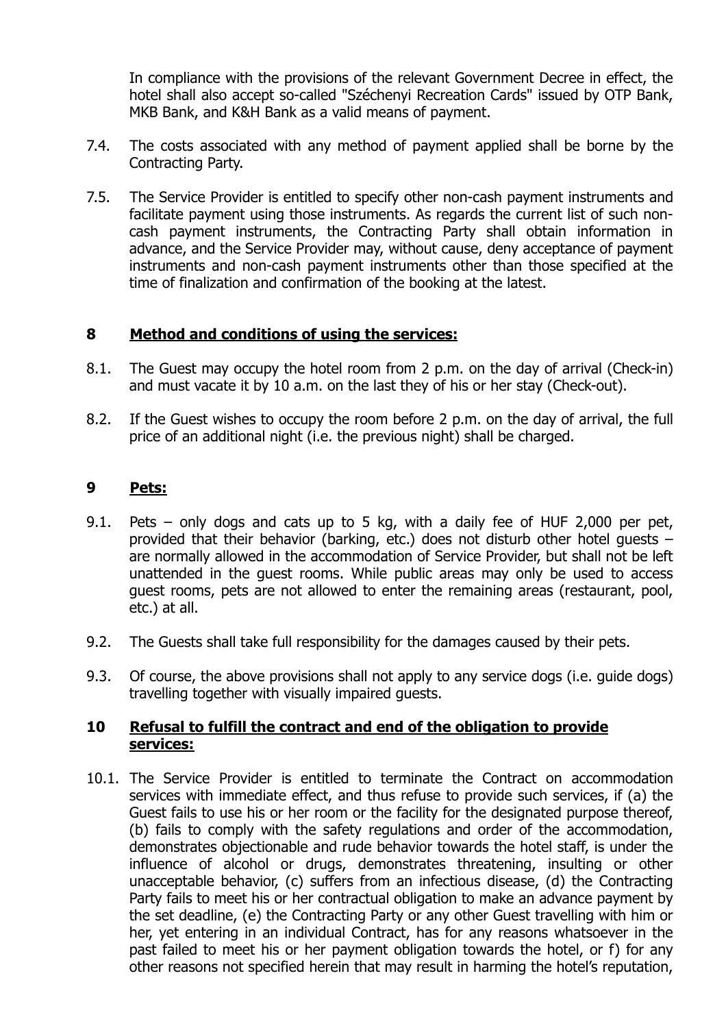In compliance with the provisions of the relevant Government Decree in effect, the hotel shall also accept so-called "Széchenyi Recreation Cards" issued by OTP Bank, MKB Bank, and K&H Bank as a valid means of payment.

7.4. The costs associated with any method of payment applied shall be borne by the Contracting Party.

7.5. The Service Provider is entitled to specify other non-cash payment instruments and facilitate payment using those instruments. As regards the current list of such non-cash payment instruments, the Contracting Party shall obtain information in advance, and the Service Provider may, without cause, deny acceptance of payment instruments and non-cash payment instruments other than those specified at the time of finalization and confirmation of the booking at the latest.

## 8 Method and conditions of using the services:

8.1. The Guest may occupy the hotel room from 2 p.m. on the day of arrival (Check-in) and must vacate it by 10 a.m. on the last they of his or her stay (Check-out).

8.2. If the Guest wishes to occupy the room before 2 p.m. on the day of arrival, the full price of an additional night (i.e. the previous night) shall be charged.

## 9 Pets:

9.1. Pets – only dogs and cats up to 5 kg, with a daily fee of HUF 2,000 per pet, provided that their behavior (barking, etc.) does not disturb other hotel guests – are normally allowed in the accommodation of Service Provider, but shall not be left unattended in the guest rooms. While public areas may only be used to access guest rooms, pets are not allowed to enter the remaining areas (restaurant, pool, etc.) at all.

9.2. The Guests shall take full responsibility for the damages caused by their pets.

9.3. Of course, the above provisions shall not apply to any service dogs (i.e. guide dogs) travelling together with visually impaired guests.

## 10 Refusal to fulfill the contract and end of the obligation to provide services:

10.1. The Service Provider is entitled to terminate the Contract on accommodation services with immediate effect, and thus refuse to provide such services, if (a) the Guest fails to use his or her room or the facility for the designated purpose thereof, (b) fails to comply with the safety regulations and order of the accommodation, demonstrates objectionable and rude behavior towards the hotel staff, is under the influence of alcohol or drugs, demonstrates threatening, insulting or other unacceptable behavior, (c) suffers from an infectious disease, (d) the Contracting Party fails to meet his or her contractual obligation to make an advance payment by the set deadline, (e) the Contracting Party or any other Guest travelling with him or her, yet entering in an individual Contract, has for any reasons whatsoever in the past failed to meet his or her payment obligation towards the hotel, or f) for any other reasons not specified herein that may result in harming the hotel's reputation,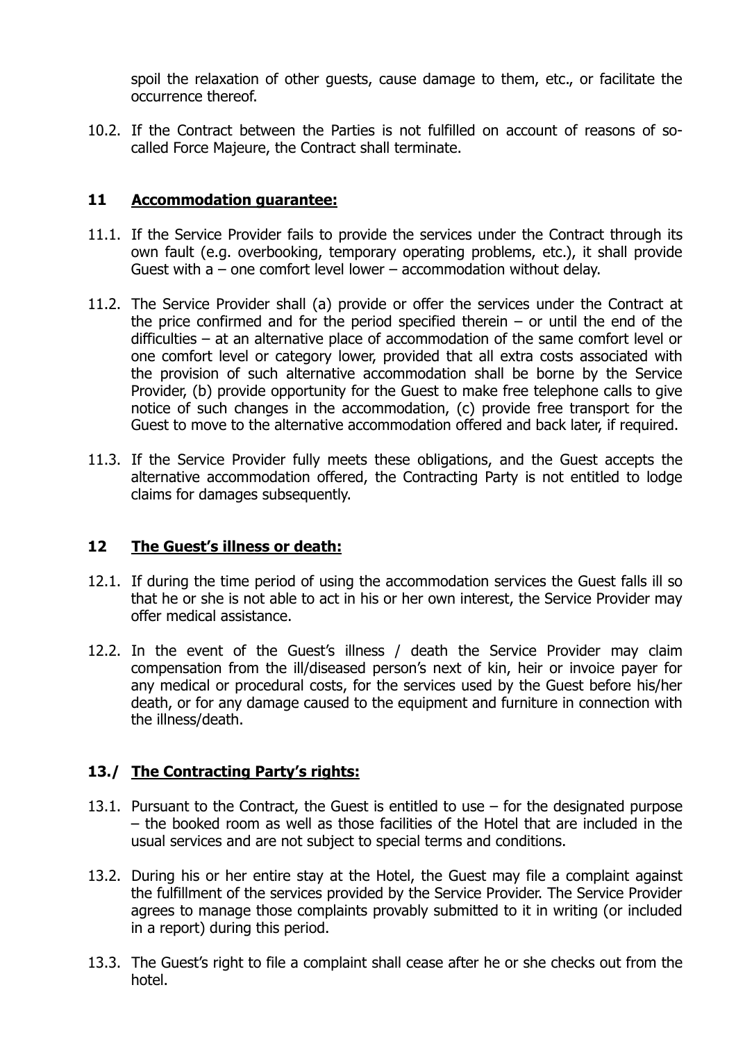spoil the relaxation of other guests, cause damage to them, etc., or facilitate the occurrence thereof.

10.2. If the Contract between the Parties is not fulfilled on account of reasons of so-called Force Majeure, the Contract shall terminate.

## 11 Accommodation guarantee:

11.1. If the Service Provider fails to provide the services under the Contract through its own fault (e.g. overbooking, temporary operating problems, etc.), it shall provide Guest with a – one comfort level lower – accommodation without delay.

11.2. The Service Provider shall (a) provide or offer the services under the Contract at the price confirmed and for the period specified therein – or until the end of the difficulties – at an alternative place of accommodation of the same comfort level or one comfort level or category lower, provided that all extra costs associated with the provision of such alternative accommodation shall be borne by the Service Provider, (b) provide opportunity for the Guest to make free telephone calls to give notice of such changes in the accommodation, (c) provide free transport for the Guest to move to the alternative accommodation offered and back later, if required.

11.3. If the Service Provider fully meets these obligations, and the Guest accepts the alternative accommodation offered, the Contracting Party is not entitled to lodge claims for damages subsequently.

## 12 The Guest's illness or death:

12.1. If during the time period of using the accommodation services the Guest falls ill so that he or she is not able to act in his or her own interest, the Service Provider may offer medical assistance.

12.2. In the event of the Guest's illness / death the Service Provider may claim compensation from the ill/diseased person's next of kin, heir or invoice payer for any medical or procedural costs, for the services used by the Guest before his/her death, or for any damage caused to the equipment and furniture in connection with the illness/death.

## 13./ The Contracting Party's rights:

13.1. Pursuant to the Contract, the Guest is entitled to use – for the designated purpose – the booked room as well as those facilities of the Hotel that are included in the usual services and are not subject to special terms and conditions.

13.2. During his or her entire stay at the Hotel, the Guest may file a complaint against the fulfillment of the services provided by the Service Provider. The Service Provider agrees to manage those complaints provably submitted to it in writing (or included in a report) during this period.

13.3. The Guest's right to file a complaint shall cease after he or she checks out from the hotel.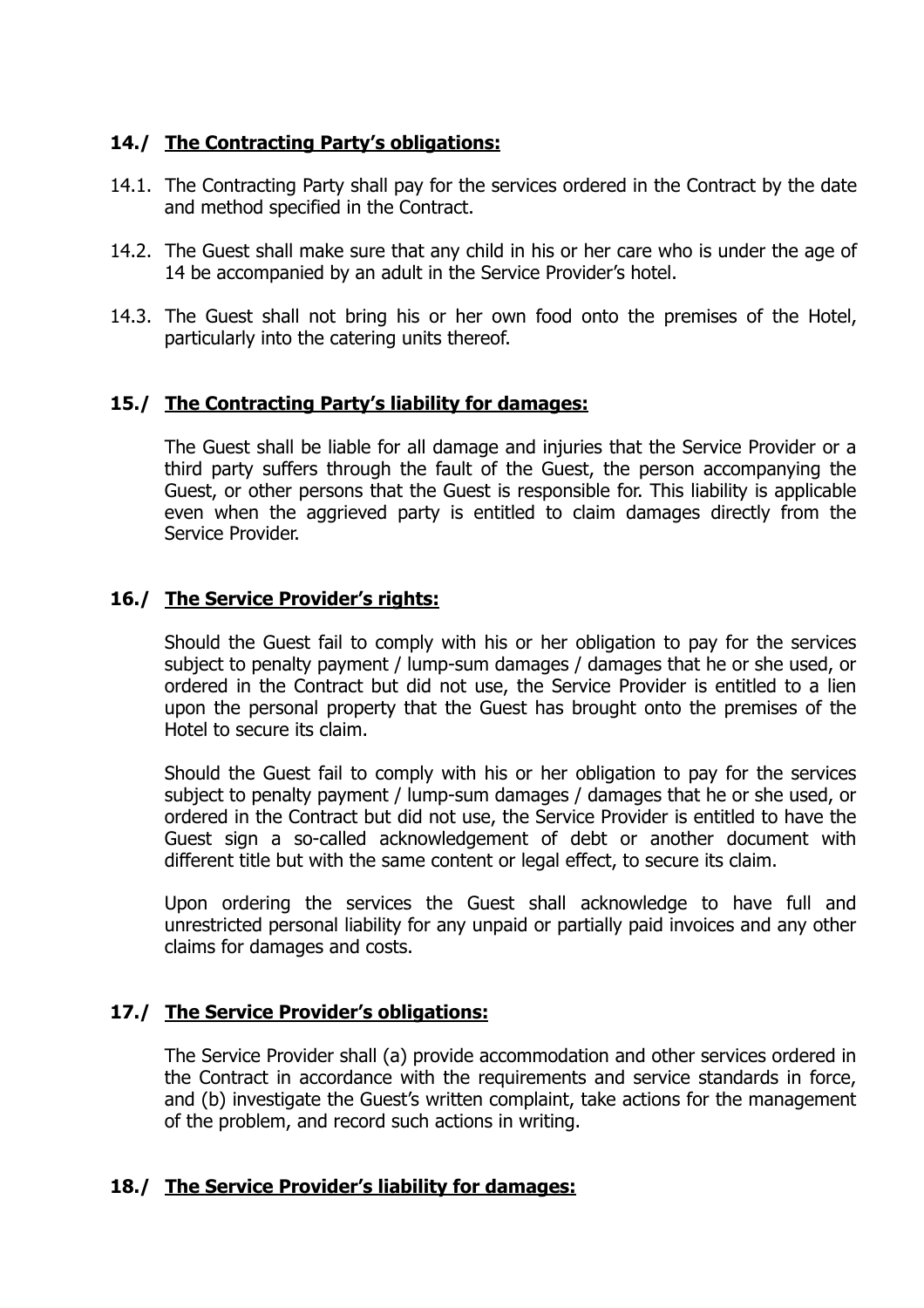## 14./ <u>The Contracting Party's obligations:</u>

14.1. The Contracting Party shall pay for the services ordered in the Contract by the date and method specified in the Contract.

14.2. The Guest shall make sure that any child in his or her care who is under the age of 14 be accompanied by an adult in the Service Provider's hotel.

14.3. The Guest shall not bring his or her own food onto the premises of the Hotel, particularly into the catering units thereof.

## 15./ <u>The Contracting Party's liability for damages:</u>

The Guest shall be liable for all damage and injuries that the Service Provider or a third party suffers through the fault of the Guest, the person accompanying the Guest, or other persons that the Guest is responsible for. This liability is applicable even when the aggrieved party is entitled to claim damages directly from the Service Provider.

## 16./ <u>The Service Provider's rights:</u>

Should the Guest fail to comply with his or her obligation to pay for the services subject to penalty payment / lump-sum damages / damages that he or she used, or ordered in the Contract but did not use, the Service Provider is entitled to a lien upon the personal property that the Guest has brought onto the premises of the Hotel to secure its claim.

Should the Guest fail to comply with his or her obligation to pay for the services subject to penalty payment / lump-sum damages / damages that he or she used, or ordered in the Contract but did not use, the Service Provider is entitled to have the Guest sign a so-called acknowledgement of debt or another document with different title but with the same content or legal effect, to secure its claim.

Upon ordering the services the Guest shall acknowledge to have full and unrestricted personal liability for any unpaid or partially paid invoices and any other claims for damages and costs.

## 17./ <u>The Service Provider's obligations:</u>

The Service Provider shall (a) provide accommodation and other services ordered in the Contract in accordance with the requirements and service standards in force, and (b) investigate the Guest's written complaint, take actions for the management of the problem, and record such actions in writing.

## 18./ <u>The Service Provider's liability for damages:</u>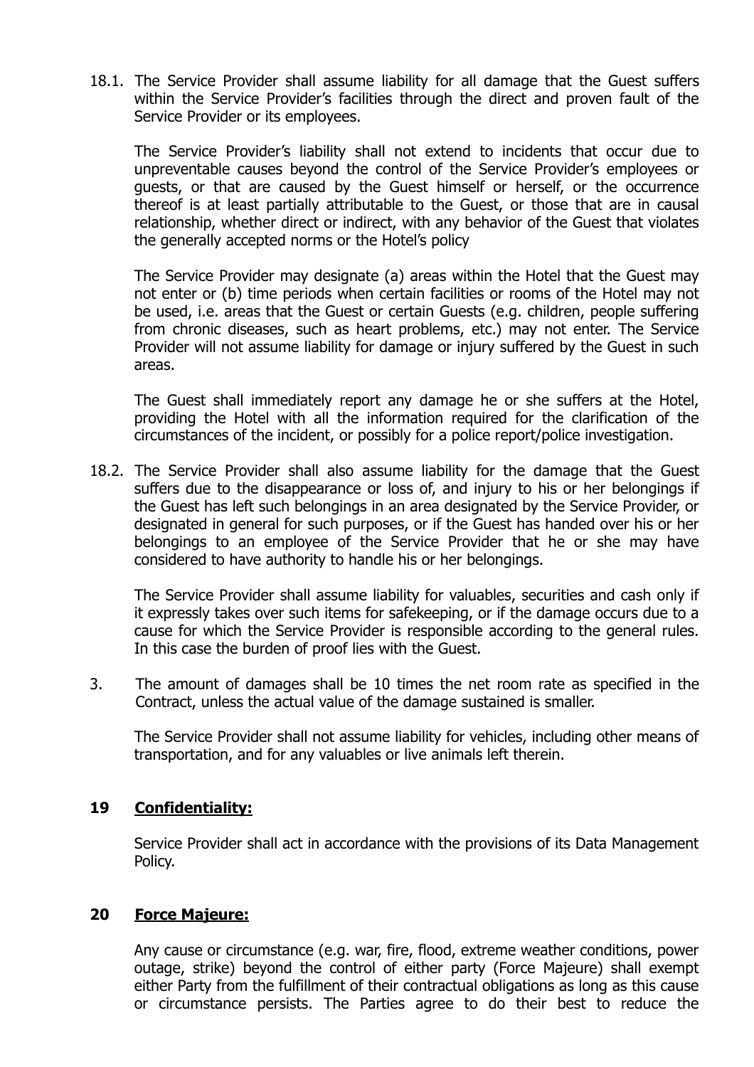18.1. The Service Provider shall assume liability for all damage that the Guest suffers within the Service Provider's facilities through the direct and proven fault of the Service Provider or its employees.

The Service Provider's liability shall not extend to incidents that occur due to unpreventable causes beyond the control of the Service Provider's employees or guests, or that are caused by the Guest himself or herself, or the occurrence thereof is at least partially attributable to the Guest, or those that are in causal relationship, whether direct or indirect, with any behavior of the Guest that violates the generally accepted norms or the Hotel's policy

The Service Provider may designate (a) areas within the Hotel that the Guest may not enter or (b) time periods when certain facilities or rooms of the Hotel may not be used, i.e. areas that the Guest or certain Guests (e.g. children, people suffering from chronic diseases, such as heart problems, etc.) may not enter. The Service Provider will not assume liability for damage or injury suffered by the Guest in such areas.

The Guest shall immediately report any damage he or she suffers at the Hotel, providing the Hotel with all the information required for the clarification of the circumstances of the incident, or possibly for a police report/police investigation.

18.2. The Service Provider shall also assume liability for the damage that the Guest suffers due to the disappearance or loss of, and injury to his or her belongings if the Guest has left such belongings in an area designated by the Service Provider, or designated in general for such purposes, or if the Guest has handed over his or her belongings to an employee of the Service Provider that he or she may have considered to have authority to handle his or her belongings.

The Service Provider shall assume liability for valuables, securities and cash only if it expressly takes over such items for safekeeping, or if the damage occurs due to a cause for which the Service Provider is responsible according to the general rules. In this case the burden of proof lies with the Guest.

3. The amount of damages shall be 10 times the net room rate as specified in the Contract, unless the actual value of the damage sustained is smaller.

The Service Provider shall not assume liability for vehicles, including other means of transportation, and for any valuables or live animals left therein.

## 19 Confidentiality:

Service Provider shall act in accordance with the provisions of its Data Management Policy.

## 20 Force Majeure:

Any cause or circumstance (e.g. war, fire, flood, extreme weather conditions, power outage, strike) beyond the control of either party (Force Majeure) shall exempt either Party from the fulfillment of their contractual obligations as long as this cause or circumstance persists. The Parties agree to do their best to reduce the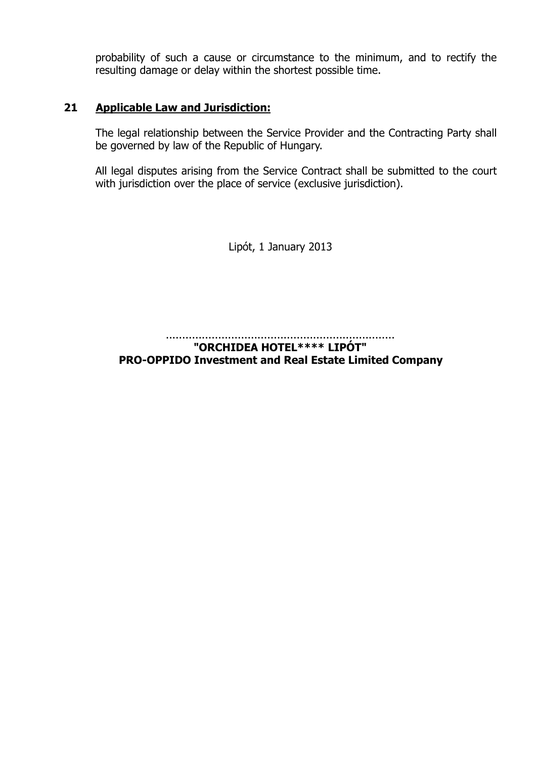probability of such a cause or circumstance to the minimum, and to rectify the resulting damage or delay within the shortest possible time.

## 21 Applicable Law and Jurisdiction:

The legal relationship between the Service Provider and the Contracting Party shall be governed by law of the Republic of Hungary.

All legal disputes arising from the Service Contract shall be submitted to the court with jurisdiction over the place of service (exclusive jurisdiction).

Lipót, 1 January 2013

....................................................................

**"ORCHIDEA HOTEL**** LIPÓT"**
**PRO-OPPIDO Investment and Real Estate Limited Company**